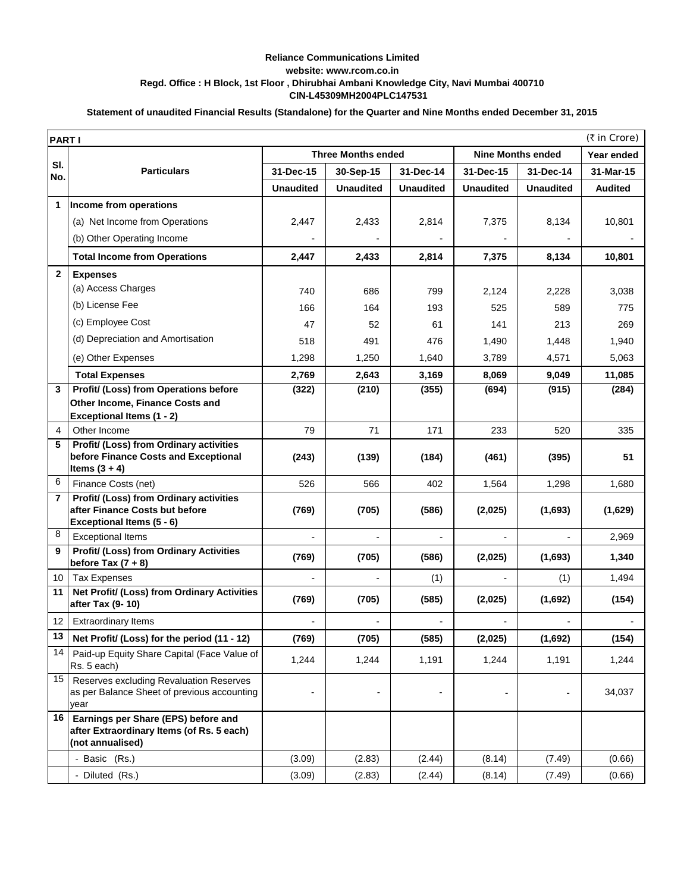**Reliance Communications Limited**

**website: www.rcom.co.in**

**Regd. Office : H Block, 1st Floor , Dhirubhai Ambani Knowledge City, Navi Mumbai 400710**

**CIN-L45309MH2004PLC147531**

**Statement of unaudited Financial Results (Standalone) for the Quarter and Nine Months ended December 31, 2015**

**PART I** (₹ in Crore)

| Sl. No. | Particulars | Three Months ended | | | Nine Months ended | | Year ended |
|---|---|---|---|---|---|---|---|
| | | 31-Dec-15 | 30-Sep-15 | 31-Dec-14 | 31-Dec-15 | 31-Dec-14 | 31-Mar-15 |
| | | Unaudited | Unaudited | Unaudited | Unaudited | Unaudited | Audited |
| 1 | **Income from operations** | | | | | | |
| | (a) Net Income from Operations | 2,447 | 2,433 | 2,814 | 7,375 | 8,134 | 10,801 |
| | (b) Other Operating Income | - | - | - | - | - | - |
| | **Total Income from Operations** | **2,447** | **2,433** | **2,814** | **7,375** | **8,134** | **10,801** |
| 2 | **Expenses** | | | | | | |
| | (a) Access Charges | 740 | 686 | 799 | 2,124 | 2,228 | 3,038 |
| | (b) License Fee | 166 | 164 | 193 | 525 | 589 | 775 |
| | (c) Employee Cost | 47 | 52 | 61 | 141 | 213 | 269 |
| | (d) Depreciation and Amortisation | 518 | 491 | 476 | 1,490 | 1,448 | 1,940 |
| | (e) Other Expenses | 1,298 | 1,250 | 1,640 | 3,789 | 4,571 | 5,063 |
| | **Total Expenses** | **2,769** | **2,643** | **3,169** | **8,069** | **9,049** | **11,085** |
| 3 | **Profit/ (Loss) from Operations before Other Income, Finance Costs and Exceptional Items (1 - 2)** | **(322)** | **(210)** | **(355)** | **(694)** | **(915)** | **(284)** |
| 4 | Other Income | 79 | 71 | 171 | 233 | 520 | 335 |
| 5 | **Profit/ (Loss) from Ordinary activities before Finance Costs and Exceptional Items (3 + 4)** | **(243)** | **(139)** | **(184)** | **(461)** | **(395)** | **51** |
| 6 | Finance Costs (net) | 526 | 566 | 402 | 1,564 | 1,298 | 1,680 |
| 7 | **Profit/ (Loss) from Ordinary activities after Finance Costs but before Exceptional Items (5 - 6)** | **(769)** | **(705)** | **(586)** | **(2,025)** | **(1,693)** | **(1,629)** |
| 8 | Exceptional Items | - | - | - | - | - | 2,969 |
| 9 | **Profit/ (Loss) from Ordinary Activities before Tax (7 + 8)** | **(769)** | **(705)** | **(586)** | **(2,025)** | **(1,693)** | **1,340** |
| 10 | Tax Expenses | - | - | (1) | - | (1) | 1,494 |
| 11 | **Net Profit/ (Loss) from Ordinary Activities after Tax (9- 10)** | **(769)** | **(705)** | **(585)** | **(2,025)** | **(1,692)** | **(154)** |
| 12 | Extraordinary Items | - | - | - | - | - | - |
| 13 | **Net Profit/ (Loss) for the period (11 - 12)** | **(769)** | **(705)** | **(585)** | **(2,025)** | **(1,692)** | **(154)** |
| 14 | Paid-up Equity Share Capital (Face Value of Rs. 5 each) | 1,244 | 1,244 | 1,191 | 1,244 | 1,191 | 1,244 |
| 15 | Reserves excluding Revaluation Reserves as per Balance Sheet of previous accounting year | - | - | - | **-** | **-** | 34,037 |
| 16 | **Earnings per Share (EPS) before and after Extraordinary Items (of Rs. 5 each) (not annualised)** | | | | | | |
| | - Basic (Rs.) | (3.09) | (2.83) | (2.44) | (8.14) | (7.49) | (0.66) |
| | - Diluted (Rs.) | (3.09) | (2.83) | (2.44) | (8.14) | (7.49) | (0.66) |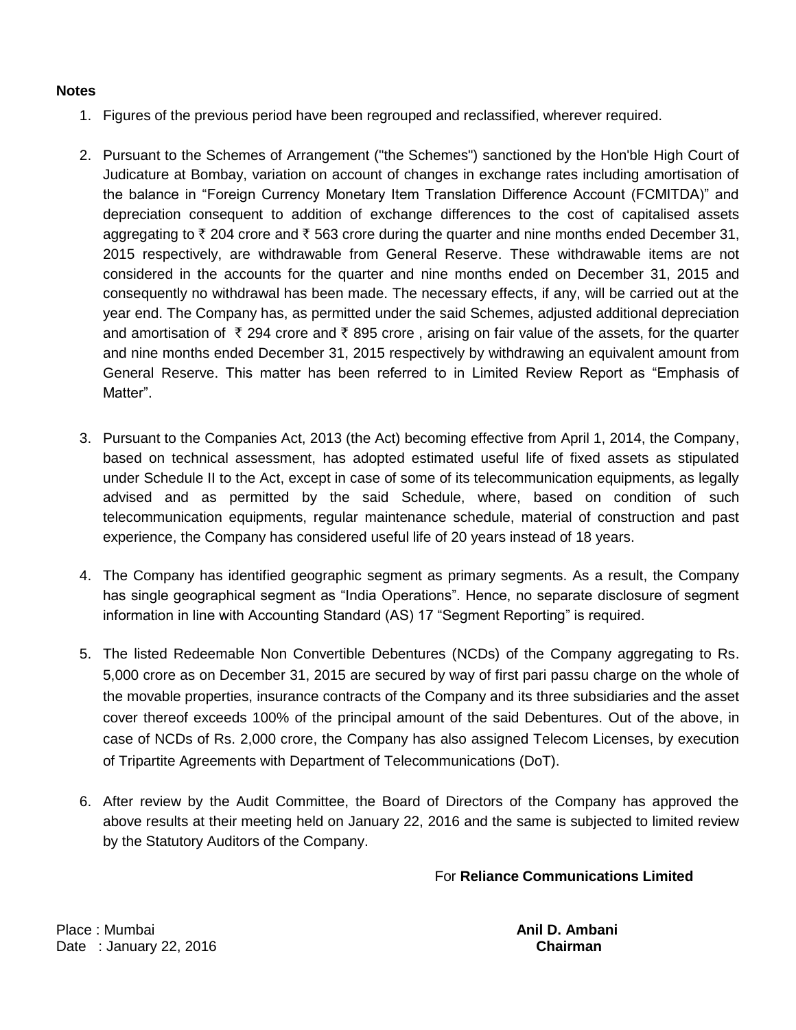**Notes**

1. Figures of the previous period have been regrouped and reclassified, wherever required.

2. Pursuant to the Schemes of Arrangement ("the Schemes") sanctioned by the Hon'ble High Court of Judicature at Bombay, variation on account of changes in exchange rates including amortisation of the balance in "Foreign Currency Monetary Item Translation Difference Account (FCMITDA)" and depreciation consequent to addition of exchange differences to the cost of capitalised assets aggregating to ₹ 204 crore and ₹ 563 crore during the quarter and nine months ended December 31, 2015 respectively, are withdrawable from General Reserve. These withdrawable items are not considered in the accounts for the quarter and nine months ended on December 31, 2015 and consequently no withdrawal has been made. The necessary effects, if any, will be carried out at the year end. The Company has, as permitted under the said Schemes, adjusted additional depreciation and amortisation of ₹ 294 crore and ₹ 895 crore , arising on fair value of the assets, for the quarter and nine months ended December 31, 2015 respectively by withdrawing an equivalent amount from General Reserve. This matter has been referred to in Limited Review Report as "Emphasis of Matter".

3. Pursuant to the Companies Act, 2013 (the Act) becoming effective from April 1, 2014, the Company, based on technical assessment, has adopted estimated useful life of fixed assets as stipulated under Schedule II to the Act, except in case of some of its telecommunication equipments, as legally advised and as permitted by the said Schedule, where, based on condition of such telecommunication equipments, regular maintenance schedule, material of construction and past experience, the Company has considered useful life of 20 years instead of 18 years.

4. The Company has identified geographic segment as primary segments. As a result, the Company has single geographical segment as "India Operations". Hence, no separate disclosure of segment information in line with Accounting Standard (AS) 17 "Segment Reporting" is required.

5. The listed Redeemable Non Convertible Debentures (NCDs) of the Company aggregating to Rs. 5,000 crore as on December 31, 2015 are secured by way of first pari passu charge on the whole of the movable properties, insurance contracts of the Company and its three subsidiaries and the asset cover thereof exceeds 100% of the principal amount of the said Debentures. Out of the above, in case of NCDs of Rs. 2,000 crore, the Company has also assigned Telecom Licenses, by execution of Tripartite Agreements with Department of Telecommunications (DoT).

6. After review by the Audit Committee, the Board of Directors of the Company has approved the above results at their meeting held on January 22, 2016 and the same is subjected to limited review by the Statutory Auditors of the Company.

For **Reliance Communications Limited**

Place : Mumbai
Date : January 22, 2016

**Anil D. Ambani**
**Chairman**